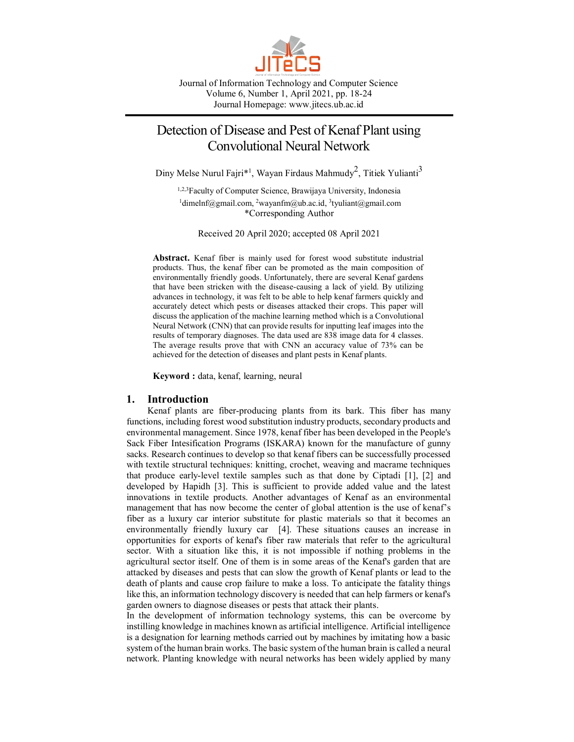# Detection of Disease and Pest of Kenaf Plant using Convolutional Neural Network

Diny Melse Nurul Fajri*[1], Wayan Firdaus Mahmudy[2], Titiek Yulianti[3]

[1,2,3]Faculty of Computer Science, Brawijaya University, Indonesia
[1]dimelnf@gmail.com, [2]wayanfm@ub.ac.id, [3]tyuliant@gmail.com
*Corresponding Author

Received 20 April 2020; accepted 08 April 2021

**Abstract.** Kenaf fiber is mainly used for forest wood substitute industrial products. Thus, the kenaf fiber can be promoted as the main composition of environmentally friendly goods. Unfortunately, there are several Kenaf gardens that have been stricken with the disease-causing a lack of yield. By utilizing advances in technology, it was felt to be able to help kenaf farmers quickly and accurately detect which pests or diseases attacked their crops. This paper will discuss the application of the machine learning method which is a Convolutional Neural Network (CNN) that can provide results for inputting leaf images into the results of temporary diagnoses. The data used are 838 image data for 4 classes. The average results prove that with CNN an accuracy value of 73% can be achieved for the detection of diseases and plant pests in Kenaf plants.

**Keyword :** data, kenaf, learning, neural

## 1. Introduction

Kenaf plants are fiber-producing plants from its bark. This fiber has many functions, including forest wood substitution industry products, secondary products and environmental management. Since 1978, kenaf fiber has been developed in the People's Sack Fiber Intesification Programs (ISKARA) known for the manufacture of gunny sacks. Research continues to develop so that kenaf fibers can be successfully processed with textile structural techniques: knitting, crochet, weaving and macrame techniques that produce early-level textile samples such as that done by Ciptadi [1], [2] and developed by Hapidh [3]. This is sufficient to provide added value and the latest innovations in textile products. Another advantages of Kenaf as an environmental management that has now become the center of global attention is the use of kenaf's fiber as a luxury car interior substitute for plastic materials so that it becomes an environmentally friendly luxury car [4]. These situations causes an increase in opportunities for exports of kenaf's fiber raw materials that refer to the agricultural sector. With a situation like this, it is not impossible if nothing problems in the agricultural sector itself. One of them is in some areas of the Kenaf's garden that are attacked by diseases and pests that can slow the growth of Kenaf plants or lead to the death of plants and cause crop failure to make a loss. To anticipate the fatality things like this, an information technology discovery is needed that can help farmers or kenaf's garden owners to diagnose diseases or pests that attack their plants.

In the development of information technology systems, this can be overcome by instilling knowledge in machines known as artificial intelligence. Artificial intelligence is a designation for learning methods carried out by machines by imitating how a basic system of the human brain works. The basic system of the human brain is called a neural network. Planting knowledge with neural networks has been widely applied by many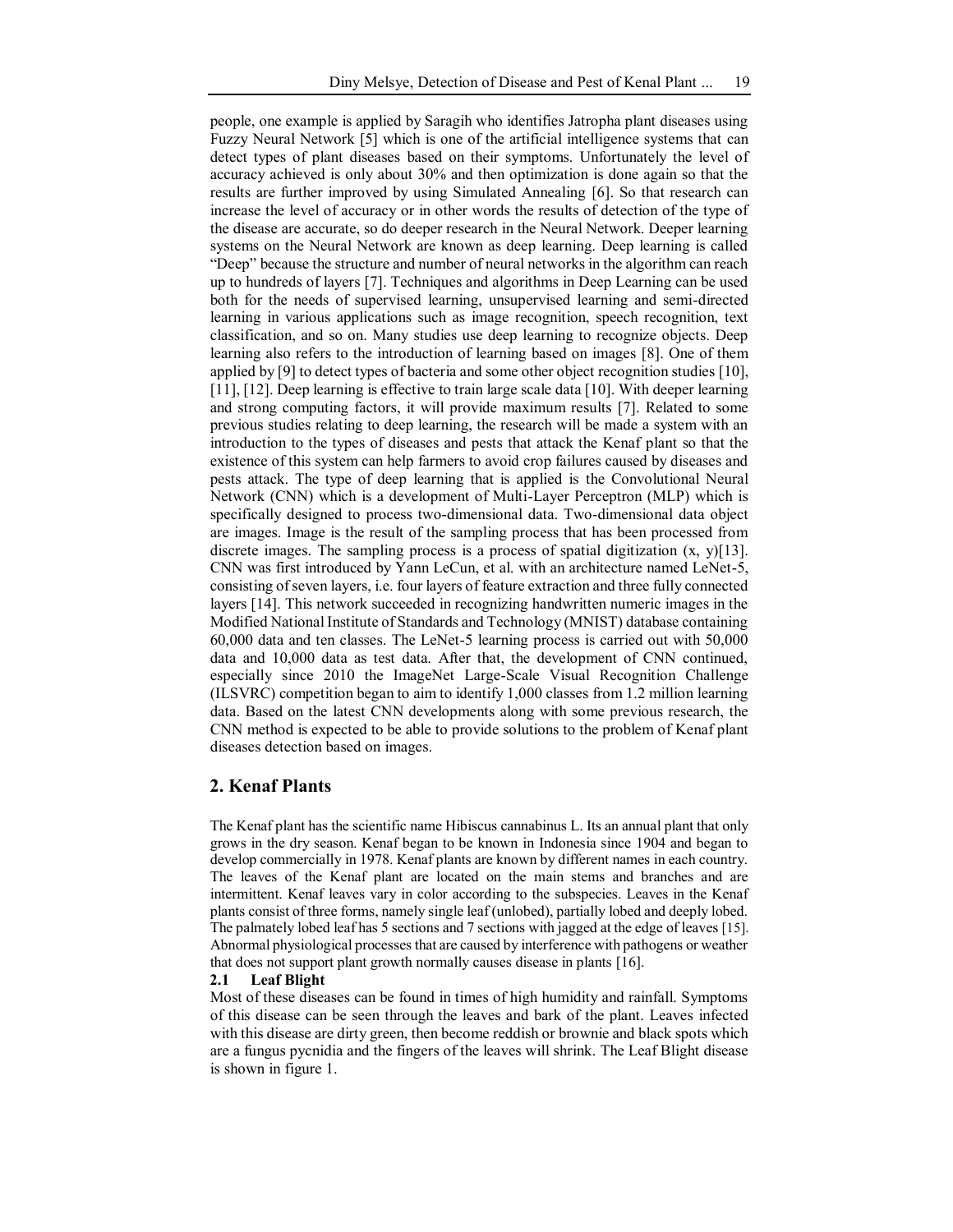people, one example is applied by Saragih who identifies Jatropha plant diseases using Fuzzy Neural Network [5] which is one of the artificial intelligence systems that can detect types of plant diseases based on their symptoms. Unfortunately the level of accuracy achieved is only about 30% and then optimization is done again so that the results are further improved by using Simulated Annealing [6]. So that research can increase the level of accuracy or in other words the results of detection of the type of the disease are accurate, so do deeper research in the Neural Network. Deeper learning systems on the Neural Network are known as deep learning. Deep learning is called "Deep" because the structure and number of neural networks in the algorithm can reach up to hundreds of layers [7]. Techniques and algorithms in Deep Learning can be used both for the needs of supervised learning, unsupervised learning and semi-directed learning in various applications such as image recognition, speech recognition, text classification, and so on. Many studies use deep learning to recognize objects. Deep learning also refers to the introduction of learning based on images [8]. One of them applied by [9] to detect types of bacteria and some other object recognition studies [10], [11], [12]. Deep learning is effective to train large scale data [10]. With deeper learning and strong computing factors, it will provide maximum results [7]. Related to some previous studies relating to deep learning, the research will be made a system with an introduction to the types of diseases and pests that attack the Kenaf plant so that the existence of this system can help farmers to avoid crop failures caused by diseases and pests attack. The type of deep learning that is applied is the Convolutional Neural Network (CNN) which is a development of Multi-Layer Perceptron (MLP) which is specifically designed to process two-dimensional data. Two-dimensional data object are images. Image is the result of the sampling process that has been processed from discrete images. The sampling process is a process of spatial digitization (x, y)[13]. CNN was first introduced by Yann LeCun, et al. with an architecture named LeNet-5, consisting of seven layers, i.e. four layers of feature extraction and three fully connected layers [14]. This network succeeded in recognizing handwritten numeric images in the Modified National Institute of Standards and Technology (MNIST) database containing 60,000 data and ten classes. The LeNet-5 learning process is carried out with 50,000 data and 10,000 data as test data. After that, the development of CNN continued, especially since 2010 the ImageNet Large-Scale Visual Recognition Challenge (ILSVRC) competition began to aim to identify 1,000 classes from 1.2 million learning data. Based on the latest CNN developments along with some previous research, the CNN method is expected to be able to provide solutions to the problem of Kenaf plant diseases detection based on images.

## 2. Kenaf Plants

The Kenaf plant has the scientific name Hibiscus cannabinus L. Its an annual plant that only grows in the dry season. Kenaf began to be known in Indonesia since 1904 and began to develop commercially in 1978. Kenaf plants are known by different names in each country. The leaves of the Kenaf plant are located on the main stems and branches and are intermittent. Kenaf leaves vary in color according to the subspecies. Leaves in the Kenaf plants consist of three forms, namely single leaf (unlobed), partially lobed and deeply lobed. The palmately lobed leaf has 5 sections and 7 sections with jagged at the edge of leaves [15]. Abnormal physiological processes that are caused by interference with pathogens or weather that does not support plant growth normally causes disease in plants [16].

### 2.1 Leaf Blight

Most of these diseases can be found in times of high humidity and rainfall. Symptoms of this disease can be seen through the leaves and bark of the plant. Leaves infected with this disease are dirty green, then become reddish or brownie and black spots which are a fungus pycnidia and the fingers of the leaves will shrink. The Leaf Blight disease is shown in figure 1.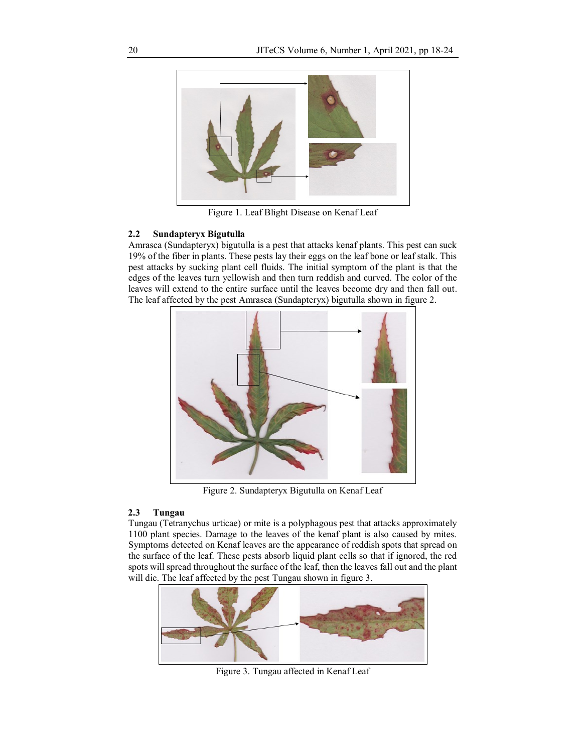Figure 1. Leaf Blight Disease on Kenaf Leaf

### 2.2 Sundapteryx Bigutulla

Amrasca (Sundapteryx) bigutulla is a pest that attacks kenaf plants. This pest can suck 19% of the fiber in plants. These pests lay their eggs on the leaf bone or leaf stalk. This pest attacks by sucking plant cell fluids. The initial symptom of the plant is that the edges of the leaves turn yellowish and then turn reddish and curved. The color of the leaves will extend to the entire surface until the leaves become dry and then fall out. The leaf affected by the pest Amrasca (Sundapteryx) bigutulla shown in figure 2.

Figure 2. Sundapteryx Bigutulla on Kenaf Leaf

### 2.3 Tungau

Tungau (Tetranychus urticae) or mite is a polyphagous pest that attacks approximately 1100 plant species. Damage to the leaves of the kenaf plant is also caused by mites. Symptoms detected on Kenaf leaves are the appearance of reddish spots that spread on the surface of the leaf. These pests absorb liquid plant cells so that if ignored, the red spots will spread throughout the surface of the leaf, then the leaves fall out and the plant will die. The leaf affected by the pest Tungau shown in figure 3.

Figure 3. Tungau affected in Kenaf Leaf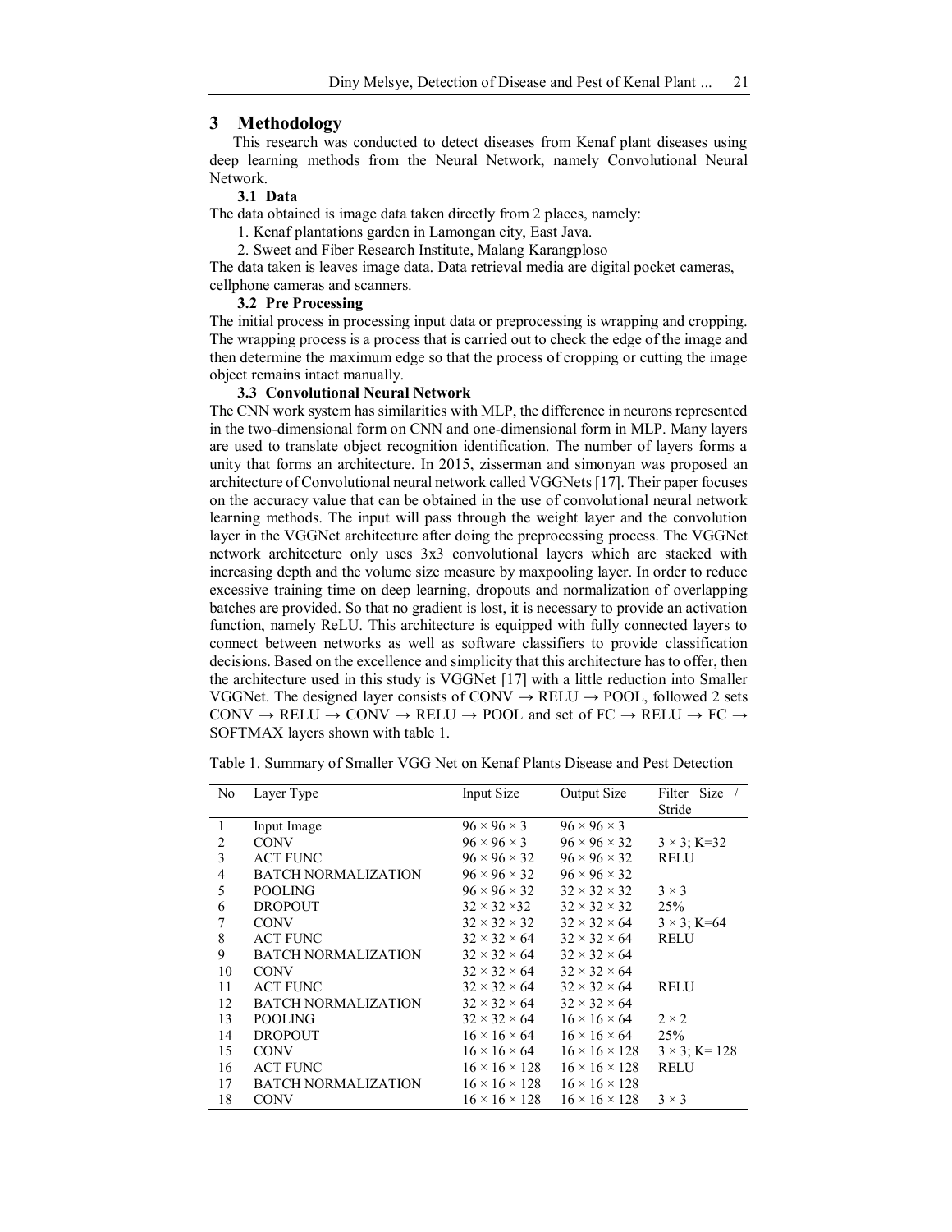## 3 Methodology

This research was conducted to detect diseases from Kenaf plant diseases using deep learning methods from the Neural Network, namely Convolutional Neural Network.

### 3.1 Data

The data obtained is image data taken directly from 2 places, namely:

1. Kenaf plantations garden in Lamongan city, East Java.
2. Sweet and Fiber Research Institute, Malang Karangploso

The data taken is leaves image data. Data retrieval media are digital pocket cameras, cellphone cameras and scanners.

### 3.2 Pre Processing

The initial process in processing input data or preprocessing is wrapping and cropping. The wrapping process is a process that is carried out to check the edge of the image and then determine the maximum edge so that the process of cropping or cutting the image object remains intact manually.

### 3.3 Convolutional Neural Network

The CNN work system has similarities with MLP, the difference in neurons represented in the two-dimensional form on CNN and one-dimensional form in MLP. Many layers are used to translate object recognition identification. The number of layers forms a unity that forms an architecture. In 2015, zisserman and simonyan was proposed an architecture of Convolutional neural network called VGGNets [17]. Their paper focuses on the accuracy value that can be obtained in the use of convolutional neural network learning methods. The input will pass through the weight layer and the convolution layer in the VGGNet architecture after doing the preprocessing process. The VGGNet network architecture only uses 3x3 convolutional layers which are stacked with increasing depth and the volume size measure by maxpooling layer. In order to reduce excessive training time on deep learning, dropouts and normalization of overlapping batches are provided. So that no gradient is lost, it is necessary to provide an activation function, namely ReLU. This architecture is equipped with fully connected layers to connect between networks as well as software classifiers to provide classification decisions. Based on the excellence and simplicity that this architecture has to offer, then the architecture used in this study is VGGNet [17] with a little reduction into Smaller VGGNet. The designed layer consists of CONV → RELU → POOL, followed 2 sets CONV → RELU → CONV → RELU → POOL and set of FC → RELU → FC → SOFTMAX layers shown with table 1.

Table 1. Summary of Smaller VGG Net on Kenaf Plants Disease and Pest Detection

| No | Layer Type | Input Size | Output Size | Filter Size / Stride |
|---|---|---|---|---|
| 1 | Input Image | 96 × 96 × 3 | 96 × 96 × 3 | |
| 2 | CONV | 96 × 96 × 3 | 96 × 96 × 32 | 3 × 3; K=32 |
| 3 | ACT FUNC | 96 × 96 × 32 | 96 × 96 × 32 | RELU |
| 4 | BATCH NORMALIZATION | 96 × 96 × 32 | 96 × 96 × 32 | |
| 5 | POOLING | 96 × 96 × 32 | 32 × 32 × 32 | 3 × 3 |
| 6 | DROPOUT | 32 × 32 ×32 | 32 × 32 × 32 | 25% |
| 7 | CONV | 32 × 32 × 32 | 32 × 32 × 64 | 3 × 3; K=64 |
| 8 | ACT FUNC | 32 × 32 × 64 | 32 × 32 × 64 | RELU |
| 9 | BATCH NORMALIZATION | 32 × 32 × 64 | 32 × 32 × 64 | |
| 10 | CONV | 32 × 32 × 64 | 32 × 32 × 64 | |
| 11 | ACT FUNC | 32 × 32 × 64 | 32 × 32 × 64 | RELU |
| 12 | BATCH NORMALIZATION | 32 × 32 × 64 | 32 × 32 × 64 | |
| 13 | POOLING | 32 × 32 × 64 | 16 × 16 × 64 | 2 × 2 |
| 14 | DROPOUT | 16 × 16 × 64 | 16 × 16 × 64 | 25% |
| 15 | CONV | 16 × 16 × 64 | 16 × 16 × 128 | 3 × 3; K= 128 |
| 16 | ACT FUNC | 16 × 16 × 128 | 16 × 16 × 128 | RELU |
| 17 | BATCH NORMALIZATION | 16 × 16 × 128 | 16 × 16 × 128 | |
| 18 | CONV | 16 × 16 × 128 | 16 × 16 × 128 | 3 × 3 |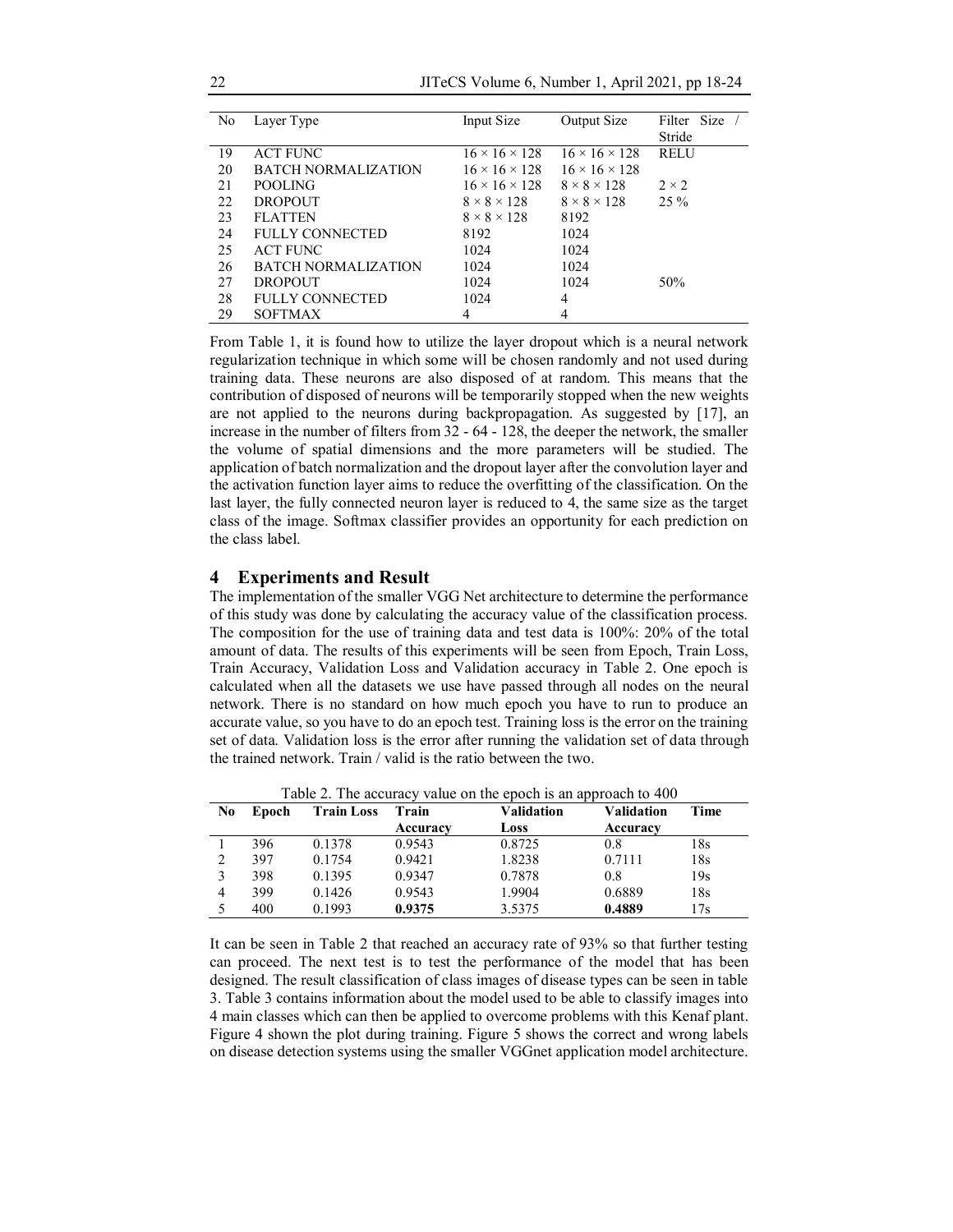| No | Layer Type | Input Size | Output Size | Filter Size / Stride |
|---|---|---|---|---|
| 19 | ACT FUNC | 16 × 16 × 128 | 16 × 16 × 128 | RELU |
| 20 | BATCH NORMALIZATION | 16 × 16 × 128 | 16 × 16 × 128 | |
| 21 | POOLING | 16 × 16 × 128 | 8 × 8 × 128 | 2 × 2 |
| 22 | DROPOUT | 8 × 8 × 128 | 8 × 8 × 128 | 25 % |
| 23 | FLATTEN | 8 × 8 × 128 | 8192 | |
| 24 | FULLY CONNECTED | 8192 | 1024 | |
| 25 | ACT FUNC | 1024 | 1024 | |
| 26 | BATCH NORMALIZATION | 1024 | 1024 | |
| 27 | DROPOUT | 1024 | 1024 | 50% |
| 28 | FULLY CONNECTED | 1024 | 4 | |
| 29 | SOFTMAX | 4 | 4 | |

From Table 1, it is found how to utilize the layer dropout which is a neural network regularization technique in which some will be chosen randomly and not used during training data. These neurons are also disposed of at random. This means that the contribution of disposed of neurons will be temporarily stopped when the new weights are not applied to the neurons during backpropagation. As suggested by [17], an increase in the number of filters from 32 - 64 - 128, the deeper the network, the smaller the volume of spatial dimensions and the more parameters will be studied. The application of batch normalization and the dropout layer after the convolution layer and the activation function layer aims to reduce the overfitting of the classification. On the last layer, the fully connected neuron layer is reduced to 4, the same size as the target class of the image. Softmax classifier provides an opportunity for each prediction on the class label.

## 4 Experiments and Result

The implementation of the smaller VGG Net architecture to determine the performance of this study was done by calculating the accuracy value of the classification process. The composition for the use of training data and test data is 100%: 20% of the total amount of data. The results of this experiments will be seen from Epoch, Train Loss, Train Accuracy, Validation Loss and Validation accuracy in Table 2. One epoch is calculated when all the datasets we use have passed through all nodes on the neural network. There is no standard on how much epoch you have to run to produce an accurate value, so you have to do an epoch test. Training loss is the error on the training set of data. Validation loss is the error after running the validation set of data through the trained network. Train / valid is the ratio between the two.

Table 2. The accuracy value on the epoch is an approach to 400

| No | Epoch | Train Loss | Train Accuracy | Validation Loss | Validation Accuracy | Time |
|---|---|---|---|---|---|---|
| 1 | 396 | 0.1378 | 0.9543 | 0.8725 | 0.8 | 18s |
| 2 | 397 | 0.1754 | 0.9421 | 1.8238 | 0.7111 | 18s |
| 3 | 398 | 0.1395 | 0.9347 | 0.7878 | 0.8 | 19s |
| 4 | 399 | 0.1426 | 0.9543 | 1.9904 | 0.6889 | 18s |
| 5 | 400 | 0.1993 | **0.9375** | 3.5375 | **0.4889** | 17s |

It can be seen in Table 2 that reached an accuracy rate of 93% so that further testing can proceed. The next test is to test the performance of the model that has been designed. The result classification of class images of disease types can be seen in table 3. Table 3 contains information about the model used to be able to classify images into 4 main classes which can then be applied to overcome problems with this Kenaf plant. Figure 4 shown the plot during training. Figure 5 shows the correct and wrong labels on disease detection systems using the smaller VGGnet application model architecture.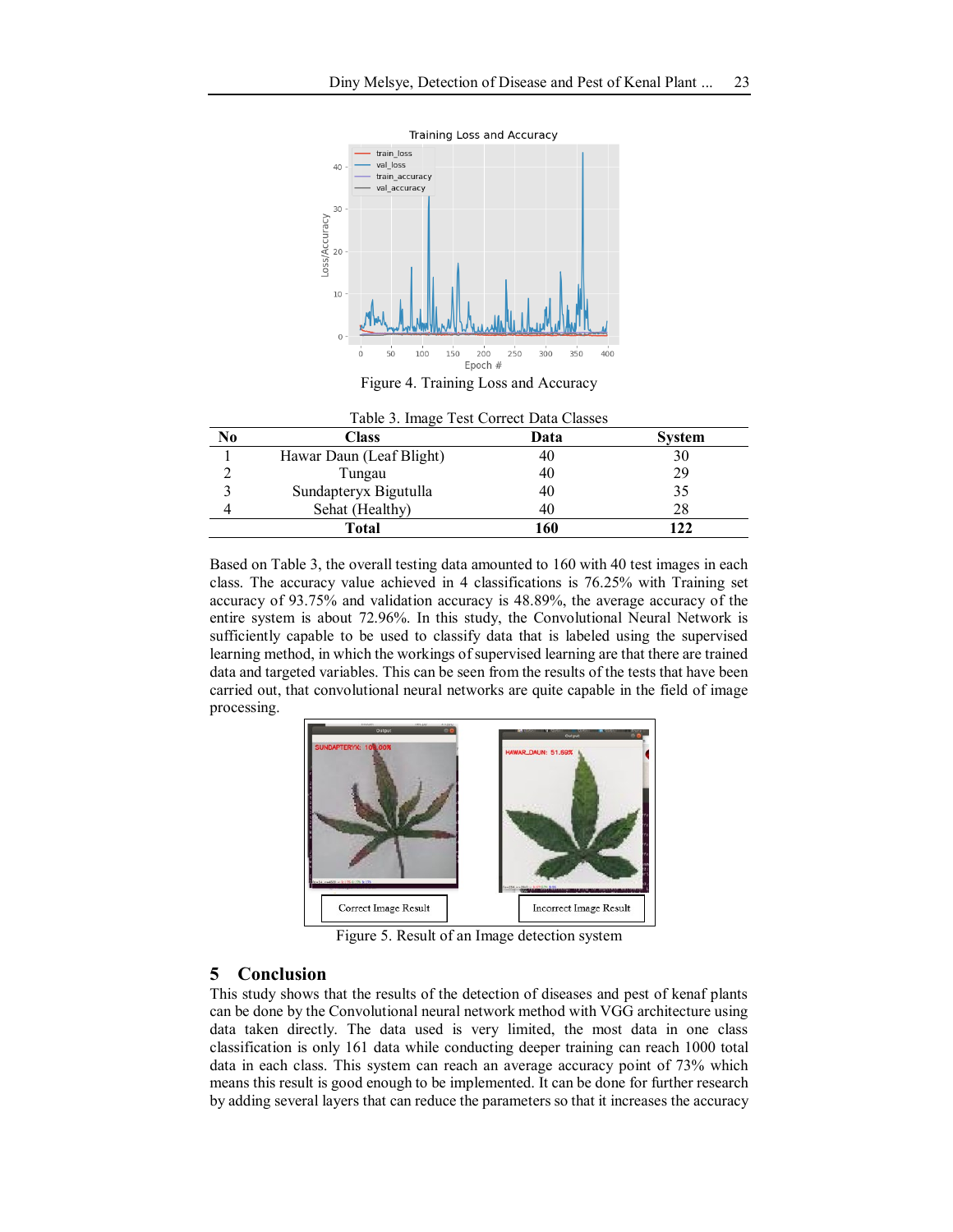Figure 4. Training Loss and Accuracy

Table 3. Image Test Correct Data Classes

| No | Class | Data | System |
|---|---|---|---|
| 1 | Hawar Daun (Leaf Blight) | 40 | 30 |
| 2 | Tungau | 40 | 29 |
| 3 | Sundapteryx Bigutulla | 40 | 35 |
| 4 | Sehat (Healthy) | 40 | 28 |
| | **Total** | **160** | **122** |

Based on Table 3, the overall testing data amounted to 160 with 40 test images in each class. The accuracy value achieved in 4 classifications is 76.25% with Training set accuracy of 93.75% and validation accuracy is 48.89%, the average accuracy of the entire system is about 72.96%. In this study, the Convolutional Neural Network is sufficiently capable to be used to classify data that is labeled using the supervised learning method, in which the workings of supervised learning are that there are trained data and targeted variables. This can be seen from the results of the tests that have been carried out, that convolutional neural networks are quite capable in the field of image processing.

Correct Image Result | Incorrect Image Result

Figure 5. Result of an Image detection system

## 5 Conclusion

This study shows that the results of the detection of diseases and pest of kenaf plants can be done by the Convolutional neural network method with VGG architecture using data taken directly. The data used is very limited, the most data in one class classification is only 161 data while conducting deeper training can reach 1000 total data in each class. This system can reach an average accuracy point of 73% which means this result is good enough to be implemented. It can be done for further research by adding several layers that can reduce the parameters so that it increases the accuracy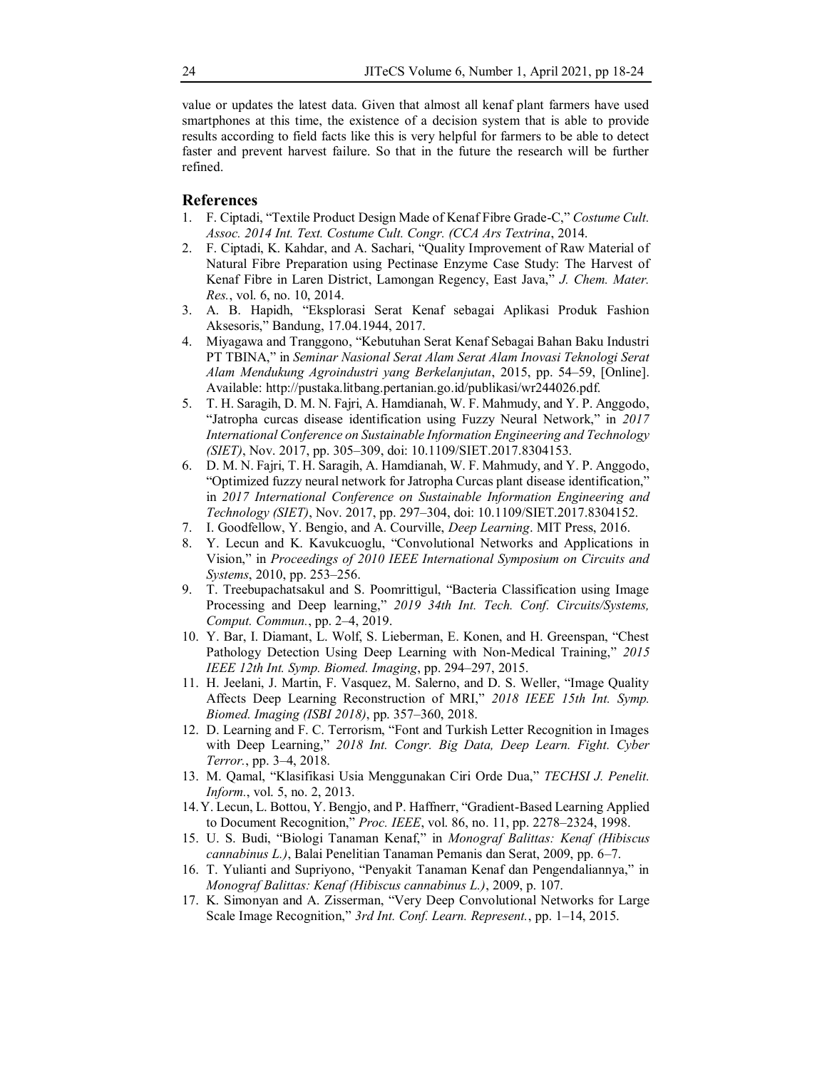value or updates the latest data. Given that almost all kenaf plant farmers have used smartphones at this time, the existence of a decision system that is able to provide results according to field facts like this is very helpful for farmers to be able to detect faster and prevent harvest failure. So that in the future the research will be further refined.

## References

1. F. Ciptadi, "Textile Product Design Made of Kenaf Fibre Grade-C," *Costume Cult. Assoc. 2014 Int. Text. Costume Cult. Congr. (CCA Ars Textrina*, 2014.
2. F. Ciptadi, K. Kahdar, and A. Sachari, "Quality Improvement of Raw Material of Natural Fibre Preparation using Pectinase Enzyme Case Study: The Harvest of Kenaf Fibre in Laren District, Lamongan Regency, East Java," *J. Chem. Mater. Res.*, vol. 6, no. 10, 2014.
3. A. B. Hapidh, "Eksplorasi Serat Kenaf sebagai Aplikasi Produk Fashion Aksesoris," Bandung, 17.04.1944, 2017.
4. Miyagawa and Tranggono, "Kebutuhan Serat Kenaf Sebagai Bahan Baku Industri PT TBINA," in *Seminar Nasional Serat Alam Serat Alam Inovasi Teknologi Serat Alam Mendukung Agroindustri yang Berkelanjutan*, 2015, pp. 54–59, [Online]. Available: http://pustaka.litbang.pertanian.go.id/publikasi/wr244026.pdf.
5. T. H. Saragih, D. M. N. Fajri, A. Hamdianah, W. F. Mahmudy, and Y. P. Anggodo, "Jatropha curcas disease identification using Fuzzy Neural Network," in *2017 International Conference on Sustainable Information Engineering and Technology (SIET)*, Nov. 2017, pp. 305–309, doi: 10.1109/SIET.2017.8304153.
6. D. M. N. Fajri, T. H. Saragih, A. Hamdianah, W. F. Mahmudy, and Y. P. Anggodo, "Optimized fuzzy neural network for Jatropha Curcas plant disease identification," in *2017 International Conference on Sustainable Information Engineering and Technology (SIET)*, Nov. 2017, pp. 297–304, doi: 10.1109/SIET.2017.8304152.
7. I. Goodfellow, Y. Bengio, and A. Courville, *Deep Learning*. MIT Press, 2016.
8. Y. Lecun and K. Kavukcuoglu, "Convolutional Networks and Applications in Vision," in *Proceedings of 2010 IEEE International Symposium on Circuits and Systems*, 2010, pp. 253–256.
9. T. Treebupachatsakul and S. Poomrittigul, "Bacteria Classification using Image Processing and Deep learning," *2019 34th Int. Tech. Conf. Circuits/Systems, Comput. Commun.*, pp. 2–4, 2019.
10. Y. Bar, I. Diamant, L. Wolf, S. Lieberman, E. Konen, and H. Greenspan, "Chest Pathology Detection Using Deep Learning with Non-Medical Training," *2015 IEEE 12th Int. Symp. Biomed. Imaging*, pp. 294–297, 2015.
11. H. Jeelani, J. Martin, F. Vasquez, M. Salerno, and D. S. Weller, "Image Quality Affects Deep Learning Reconstruction of MRI," *2018 IEEE 15th Int. Symp. Biomed. Imaging (ISBI 2018)*, pp. 357–360, 2018.
12. D. Learning and F. C. Terrorism, "Font and Turkish Letter Recognition in Images with Deep Learning," *2018 Int. Congr. Big Data, Deep Learn. Fight. Cyber Terror.*, pp. 3–4, 2018.
13. M. Qamal, "Klasifikasi Usia Menggunakan Ciri Orde Dua," *TECHSI J. Penelit. Inform.*, vol. 5, no. 2, 2013.
14. Y. Lecun, L. Bottou, Y. Bengjo, and P. Haffnerr, "Gradient-Based Learning Applied to Document Recognition," *Proc. IEEE*, vol. 86, no. 11, pp. 2278–2324, 1998.
15. U. S. Budi, "Biologi Tanaman Kenaf," in *Monograf Balittas: Kenaf (Hibiscus cannabinus L.)*, Balai Penelitian Tanaman Pemanis dan Serat, 2009, pp. 6–7.
16. T. Yulianti and Supriyono, "Penyakit Tanaman Kenaf dan Pengendaliannya," in *Monograf Balittas: Kenaf (Hibiscus cannabinus L.)*, 2009, p. 107.
17. K. Simonyan and A. Zisserman, "Very Deep Convolutional Networks for Large Scale Image Recognition," *3rd Int. Conf. Learn. Represent.*, pp. 1–14, 2015.